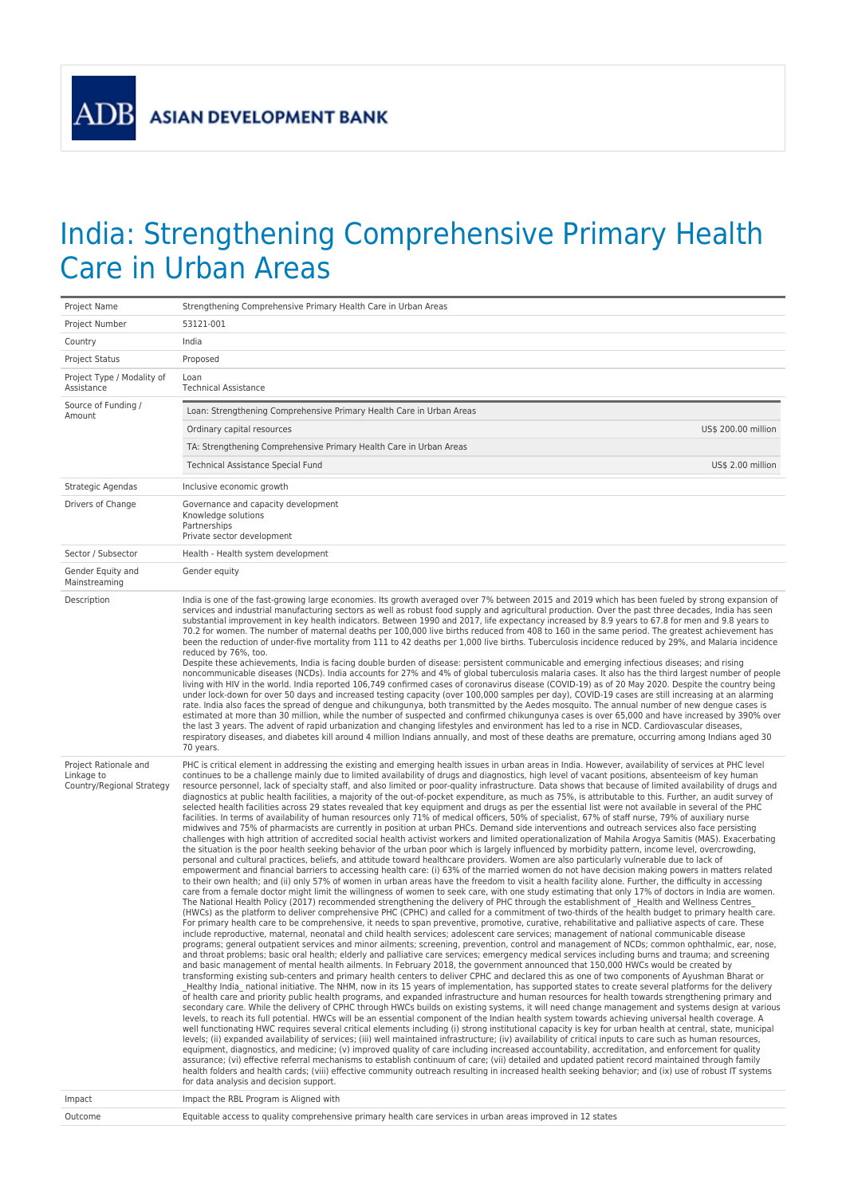ADB ASIAN DEVELOPMENT BANK

# India: Strengthening Comprehensive Primary Health Care in Urban Areas

| | |
|---|---|
| Project Name | Strengthening Comprehensive Primary Health Care in Urban Areas |
| Project Number | 53121-001 |
| Country | India |
| Project Status | Proposed |
| Project Type / Modality of Assistance | Loan<br>Technical Assistance |
| Source of Funding / Amount | Loan: Strengthening Comprehensive Primary Health Care in Urban Areas<br>Ordinary capital resources — US$ 200.00 million<br>TA: Strengthening Comprehensive Primary Health Care in Urban Areas<br>Technical Assistance Special Fund — US$ 2.00 million |
| Strategic Agendas | Inclusive economic growth |
| Drivers of Change | Governance and capacity development<br>Knowledge solutions<br>Partnerships<br>Private sector development |
| Sector / Subsector | Health - Health system development |
| Gender Equity and Mainstreaming | Gender equity |
| Description | India is one of the fast-growing large economies. Its growth averaged over 7% between 2015 and 2019 which has been fueled by strong expansion of services and industrial manufacturing sectors as well as robust food supply and agricultural production. Over the past three decades, India has seen substantial improvement in key health indicators. Between 1990 and 2017, life expectancy increased by 8.9 years to 67.8 for men and 9.8 years to 70.2 for women. The number of maternal deaths per 100,000 live births reduced from 408 to 160 in the same period. The greatest achievement has been the reduction of under-five mortality from 111 to 42 deaths per 1,000 live births. Tuberculosis incidence reduced by 29%, and Malaria incidence reduced by 76%, too.<br>Despite these achievements, India is facing double burden of disease: persistent communicable and emerging infectious diseases; and rising noncommunicable diseases (NCDs). India accounts for 27% and 4% of global tuberculosis malaria cases. It also has the third largest number of people living with HIV in the world. India reported 106,749 confirmed cases of coronavirus disease (COVID-19) as of 20 May 2020. Despite the country being under lock-down for over 50 days and increased testing capacity (over 100,000 samples per day), COVID-19 cases are still increasing at an alarming rate. India also faces the spread of dengue and chikungunya, both transmitted by the Aedes mosquito. The annual number of new dengue cases is estimated at more than 30 million, while the number of suspected and confirmed chikungunya cases is over 65,000 and have increased by 390% over the last 3 years. The advent of rapid urbanization and changing lifestyles and environment has led to a rise in NCD. Cardiovascular diseases, respiratory diseases, and diabetes kill around 4 million Indians annually, and most of these deaths are premature, occurring among Indians aged 30 70 years. |
| Project Rationale and Linkage to Country/Regional Strategy | PHC is critical element in addressing the existing and emerging health issues in urban areas in India. However, availability of services at PHC level continues to be a challenge mainly due to limited availability of drugs and diagnostics, high level of vacant positions, absenteeism of key human resource personnel, lack of specialty staff, and also limited or poor-quality infrastructure. Data shows that because of limited availability of drugs and diagnostics at public health facilities, a majority of the out-of-pocket expenditure, as much as 75%, is attributable to this. Further, an audit survey of selected health facilities across 29 states revealed that key equipment and drugs as per the essential list were not available in several of the PHC facilities. In terms of availability of human resources only 71% of medical officers, 50% of specialist, 67% of staff nurse, 79% of auxiliary nurse midwives and 75% of pharmacists are currently in position at urban PHCs. Demand side interventions and outreach services also face persisting challenges with high attrition of accredited social health activist workers and limited operationalization of Mahila Arogya Samitis (MAS). Exacerbating the situation is the poor health seeking behavior of the urban poor which is largely influenced by morbidity pattern, income level, overcrowding, personal and cultural practices, beliefs, and attitude toward healthcare providers. Women are also particularly vulnerable due to lack of empowerment and financial barriers to accessing health care: (i) 63% of the married women do not have decision making powers in matters related to their own health; and (ii) only 57% of women in urban areas have the freedom to visit a health facility alone. Further, the difficulty in accessing care from a female doctor might limit the willingness of women to seek care, with one study estimating that only 17% of doctors in India are women. The National Health Policy (2017) recommended strengthening the delivery of PHC through the establishment of _Health and Wellness Centres_ (HWCs) as the platform to deliver comprehensive PHC (CPHC) and called for a commitment of two-thirds of the health budget to primary health care. For primary health care to be comprehensive, it needs to span preventive, promotive, curative, rehabilitative and palliative aspects of care. These include reproductive, maternal, neonatal and child health services; adolescent care services; management of national communicable disease programs; general outpatient services and minor ailments; screening, prevention, control and management of NCDs; common ophthalmic, ear, nose, and throat problems; basic oral health; elderly and palliative care services; emergency medical services including burns and trauma; and screening and basic management of mental health ailments. In February 2018, the government announced that 150,000 HWCs would be created by transforming existing sub-centers and primary health centers to deliver CPHC and declared this as one of two components of Ayushman Bharat or _Healthy India_ national initiative. The NHM, now in its 15 years of implementation, has supported states to create several platforms for the delivery of health care and priority public health programs, and expanded infrastructure and human resources for health towards strengthening primary and secondary care. While the delivery of CPHC through HWCs builds on existing systems, it will need change management and systems design at various levels, to reach its full potential. HWCs will be an essential component of the Indian health system towards achieving universal health coverage. A well functioning HWC requires several critical elements including (i) strong institutional capacity is key for urban health at central, state, municipal levels; (ii) expanded availability of services; (iii) well maintained infrastructure; (iv) availability of critical inputs to care such as human resources, equipment, diagnostics, and medicine; (v) improved quality of care including increased accountability, accreditation, and enforcement for quality assurance; (vi) effective referral mechanisms to establish continuum of care; (vii) detailed and updated patient record maintained through family health folders and health cards; (viii) effective community outreach resulting in increased health seeking behavior; and (ix) use of robust IT systems for data analysis and decision support. |
| Impact | Impact the RBL Program is Aligned with |
| Outcome | Equitable access to quality comprehensive primary health care services in urban areas improved in 12 states |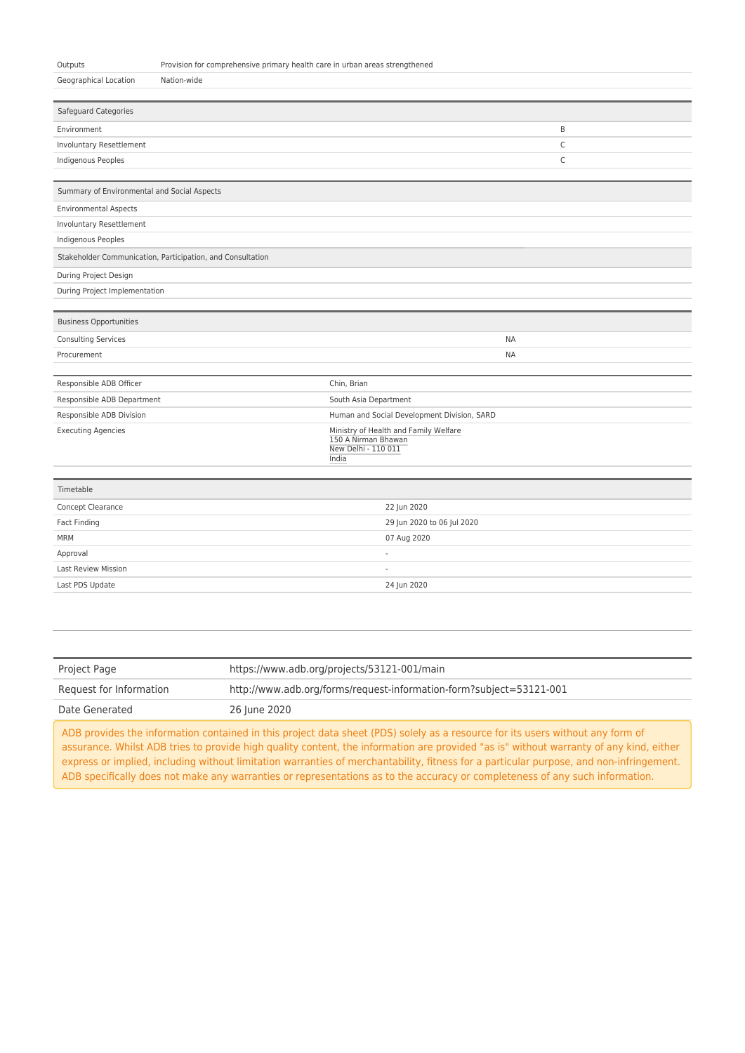| | |
|---|---|
| Outputs | Provision for comprehensive primary health care in urban areas strengthened |
| Geographical Location | Nation-wide |

| Safeguard Categories | |
|---|---|
| Environment | B |
| Involuntary Resettlement | C |
| Indigenous Peoples | C |

| Summary of Environmental and Social Aspects | |
|---|---|
| Environmental Aspects | |
| Involuntary Resettlement | |
| Indigenous Peoples | |
| **Stakeholder Communication, Participation, and Consultation** | |
| During Project Design | |
| During Project Implementation | |

| Business Opportunities | |
|---|---|
| Consulting Services | NA |
| Procurement | NA |

| | |
|---|---|
| Responsible ADB Officer | Chin, Brian |
| Responsible ADB Department | South Asia Department |
| Responsible ADB Division | Human and Social Development Division, SARD |
| Executing Agencies | Ministry of Health and Family Welfare<br>150 A Nirman Bhawan<br>New Delhi - 110 011<br>India |

| Timetable | |
|---|---|
| Concept Clearance | 22 Jun 2020 |
| Fact Finding | 29 Jun 2020 to 06 Jul 2020 |
| MRM | 07 Aug 2020 |
| Approval | - |
| Last Review Mission | - |
| Last PDS Update | 24 Jun 2020 |

| | |
|---|---|
| Project Page | https://www.adb.org/projects/53121-001/main |
| Request for Information | http://www.adb.org/forms/request-information-form?subject=53121-001 |
| Date Generated | 26 June 2020 |

ADB provides the information contained in this project data sheet (PDS) solely as a resource for its users without any form of assurance. Whilst ADB tries to provide high quality content, the information are provided "as is" without warranty of any kind, either express or implied, including without limitation warranties of merchantability, fitness for a particular purpose, and non-infringement. ADB specifically does not make any warranties or representations as to the accuracy or completeness of any such information.